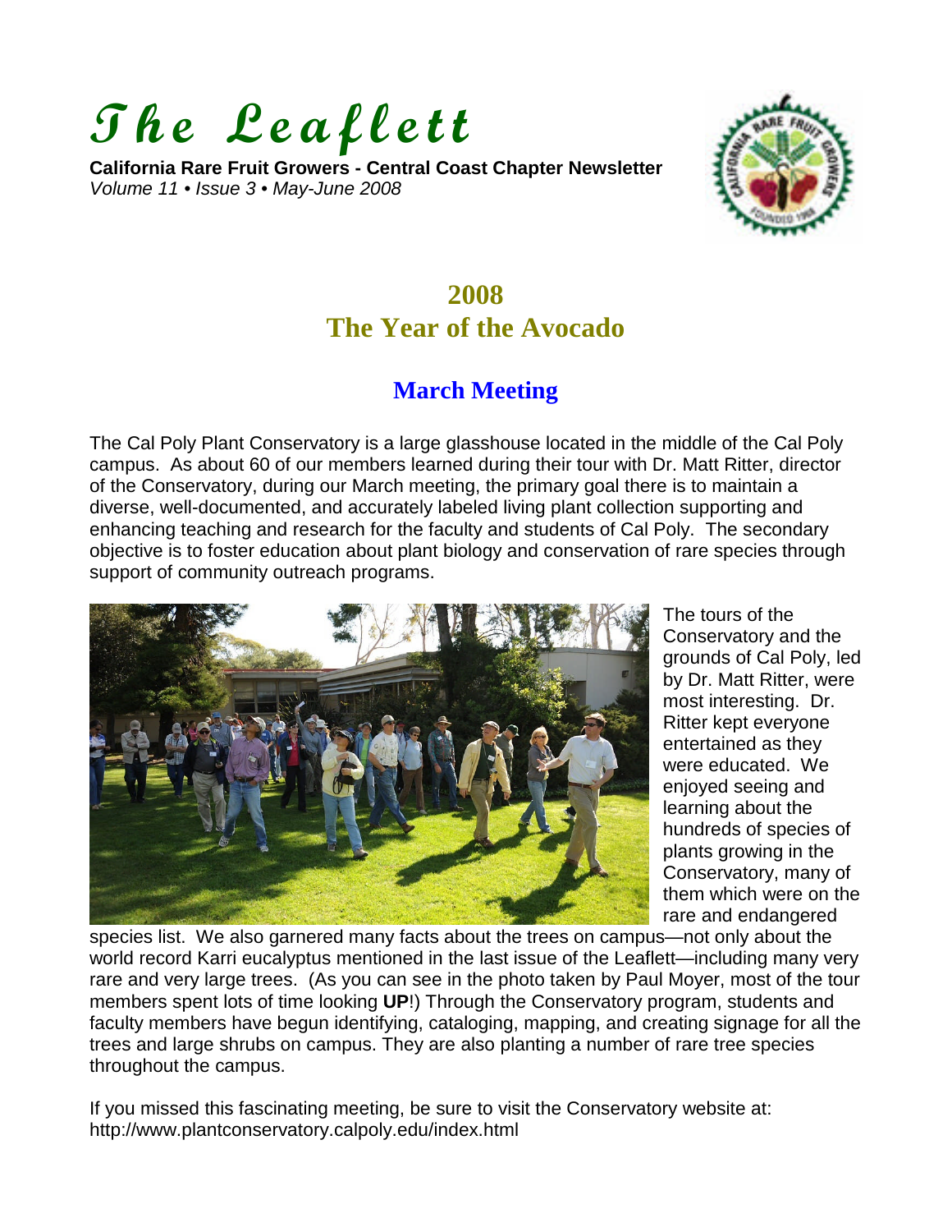# *The Leaflett*

**California Rare Fruit Growers - Central Coast Chapter Newsletter**
*Volume 11 • Issue 3 • May-June 2008*

## 2008
## The Year of the Avocado

### March Meeting

The Cal Poly Plant Conservatory is a large glasshouse located in the middle of the Cal Poly campus. As about 60 of our members learned during their tour with Dr. Matt Ritter, director of the Conservatory, during our March meeting, the primary goal there is to maintain a diverse, well-documented, and accurately labeled living plant collection supporting and enhancing teaching and research for the faculty and students of Cal Poly. The secondary objective is to foster education about plant biology and conservation of rare species through support of community outreach programs.

The tours of the Conservatory and the grounds of Cal Poly, led by Dr. Matt Ritter, were most interesting. Dr. Ritter kept everyone entertained as they were educated. We enjoyed seeing and learning about the hundreds of species of plants growing in the Conservatory, many of them which were on the rare and endangered species list. We also garnered many facts about the trees on campus—not only about the world record Karri eucalyptus mentioned in the last issue of the Leaflett—including many very rare and very large trees. (As you can see in the photo taken by Paul Moyer, most of the tour members spent lots of time looking **UP**!) Through the Conservatory program, students and faculty members have begun identifying, cataloging, mapping, and creating signage for all the trees and large shrubs on campus. They are also planting a number of rare tree species throughout the campus.

If you missed this fascinating meeting, be sure to visit the Conservatory website at: http://www.plantconservatory.calpoly.edu/index.html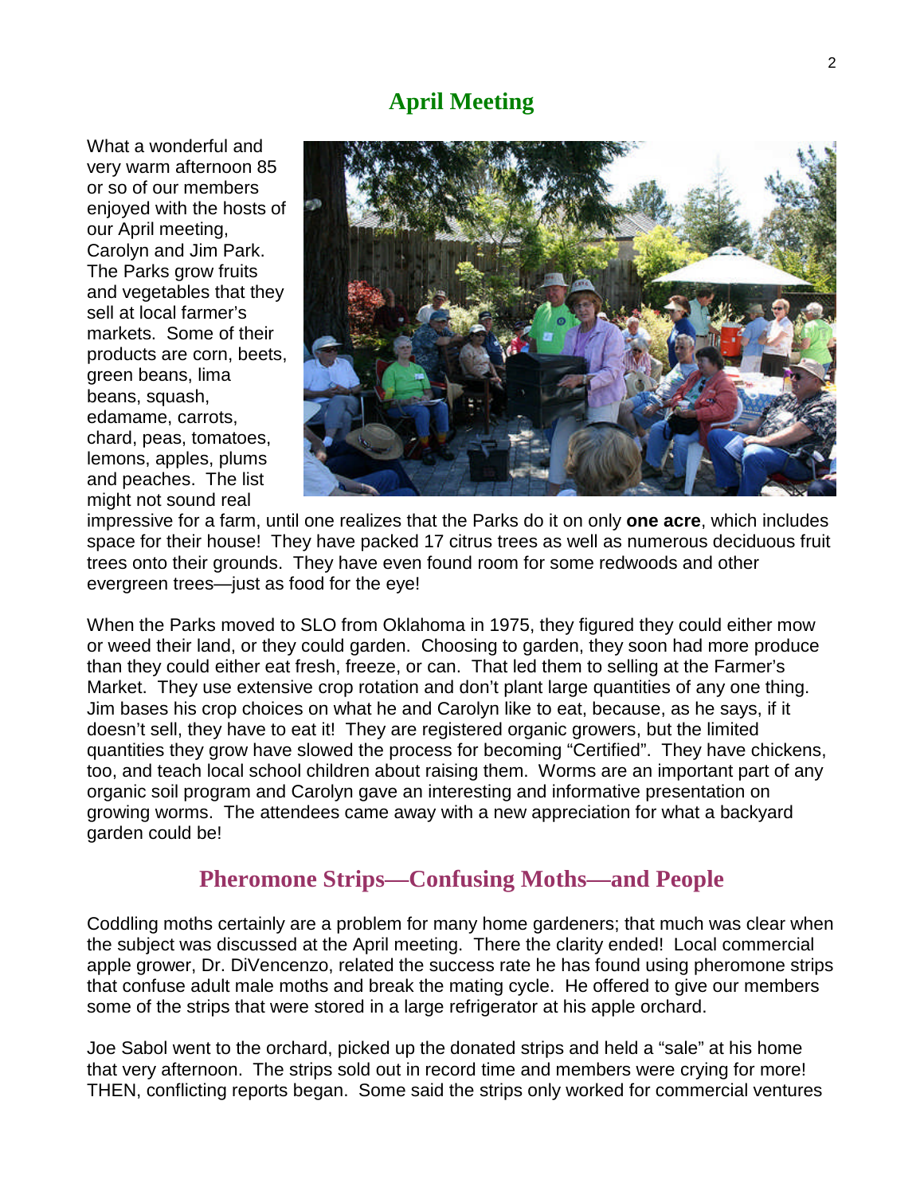## April Meeting

What a wonderful and very warm afternoon 85 or so of our members enjoyed with the hosts of our April meeting, Carolyn and Jim Park. The Parks grow fruits and vegetables that they sell at local farmer's markets. Some of their products are corn, beets, green beans, lima beans, squash, edamame, carrots, chard, peas, tomatoes, lemons, apples, plums and peaches. The list might not sound real impressive for a farm, until one realizes that the Parks do it on only **one acre**, which includes space for their house! They have packed 17 citrus trees as well as numerous deciduous fruit trees onto their grounds. They have even found room for some redwoods and other evergreen trees—just as food for the eye!

When the Parks moved to SLO from Oklahoma in 1975, they figured they could either mow or weed their land, or they could garden. Choosing to garden, they soon had more produce than they could either eat fresh, freeze, or can. That led them to selling at the Farmer's Market. They use extensive crop rotation and don't plant large quantities of any one thing. Jim bases his crop choices on what he and Carolyn like to eat, because, as he says, if it doesn't sell, they have to eat it! They are registered organic growers, but the limited quantities they grow have slowed the process for becoming "Certified". They have chickens, too, and teach local school children about raising them. Worms are an important part of any organic soil program and Carolyn gave an interesting and informative presentation on growing worms. The attendees came away with a new appreciation for what a backyard garden could be!

## Pheromone Strips—Confusing Moths—and People

Coddling moths certainly are a problem for many home gardeners; that much was clear when the subject was discussed at the April meeting. There the clarity ended! Local commercial apple grower, Dr. DiVencenzo, related the success rate he has found using pheromone strips that confuse adult male moths and break the mating cycle. He offered to give our members some of the strips that were stored in a large refrigerator at his apple orchard.

Joe Sabol went to the orchard, picked up the donated strips and held a "sale" at his home that very afternoon. The strips sold out in record time and members were crying for more! THEN, conflicting reports began. Some said the strips only worked for commercial ventures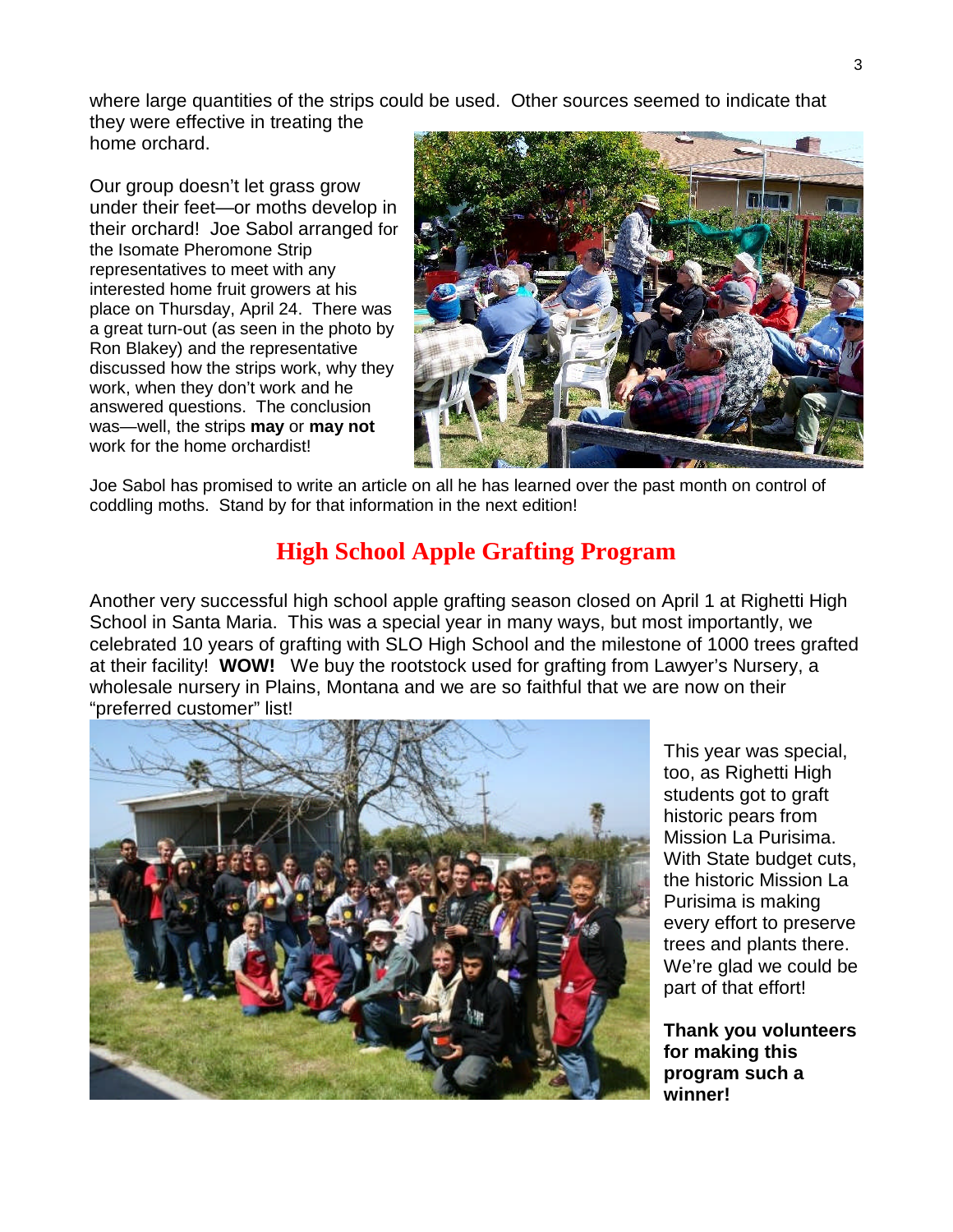where large quantities of the strips could be used. Other sources seemed to indicate that they were effective in treating the home orchard.

Our group doesn't let grass grow under their feet—or moths develop in their orchard! Joe Sabol arranged for the Isomate Pheromone Strip representatives to meet with any interested home fruit growers at his place on Thursday, April 24. There was a great turn-out (as seen in the photo by Ron Blakey) and the representative discussed how the strips work, why they work, when they don't work and he answered questions. The conclusion was—well, the strips **may** or **may not** work for the home orchardist!

Joe Sabol has promised to write an article on all he has learned over the past month on control of coddling moths. Stand by for that information in the next edition!

## High School Apple Grafting Program

Another very successful high school apple grafting season closed on April 1 at Righetti High School in Santa Maria. This was a special year in many ways, but most importantly, we celebrated 10 years of grafting with SLO High School and the milestone of 1000 trees grafted at their facility! **WOW!** We buy the rootstock used for grafting from Lawyer's Nursery, a wholesale nursery in Plains, Montana and we are so faithful that we are now on their "preferred customer" list!

This year was special, too, as Righetti High students got to graft historic pears from Mission La Purisima. With State budget cuts, the historic Mission La Purisima is making every effort to preserve trees and plants there. We're glad we could be part of that effort!

**Thank you volunteers for making this program such a winner!**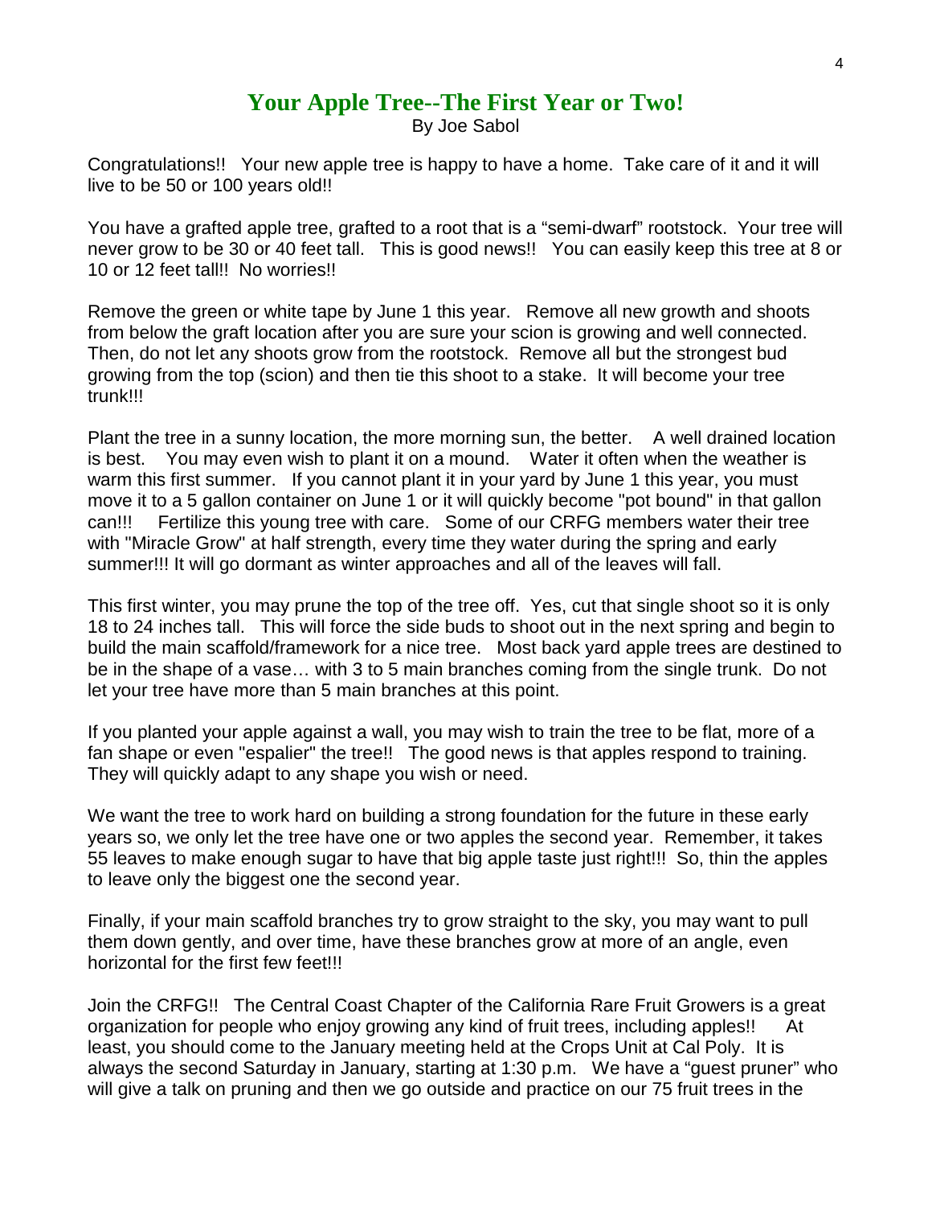# Your Apple Tree--The First Year or Two!

By Joe Sabol

Congratulations!! Your new apple tree is happy to have a home. Take care of it and it will live to be 50 or 100 years old!!

You have a grafted apple tree, grafted to a root that is a "semi-dwarf" rootstock. Your tree will never grow to be 30 or 40 feet tall. This is good news!! You can easily keep this tree at 8 or 10 or 12 feet tall!! No worries!!

Remove the green or white tape by June 1 this year. Remove all new growth and shoots from below the graft location after you are sure your scion is growing and well connected. Then, do not let any shoots grow from the rootstock. Remove all but the strongest bud growing from the top (scion) and then tie this shoot to a stake. It will become your tree trunk!!!

Plant the tree in a sunny location, the more morning sun, the better. A well drained location is best. You may even wish to plant it on a mound. Water it often when the weather is warm this first summer. If you cannot plant it in your yard by June 1 this year, you must move it to a 5 gallon container on June 1 or it will quickly become "pot bound" in that gallon can!!! Fertilize this young tree with care. Some of our CRFG members water their tree with "Miracle Grow" at half strength, every time they water during the spring and early summer!!! It will go dormant as winter approaches and all of the leaves will fall.

This first winter, you may prune the top of the tree off. Yes, cut that single shoot so it is only 18 to 24 inches tall. This will force the side buds to shoot out in the next spring and begin to build the main scaffold/framework for a nice tree. Most back yard apple trees are destined to be in the shape of a vase… with 3 to 5 main branches coming from the single trunk. Do not let your tree have more than 5 main branches at this point.

If you planted your apple against a wall, you may wish to train the tree to be flat, more of a fan shape or even "espalier" the tree!! The good news is that apples respond to training. They will quickly adapt to any shape you wish or need.

We want the tree to work hard on building a strong foundation for the future in these early years so, we only let the tree have one or two apples the second year. Remember, it takes 55 leaves to make enough sugar to have that big apple taste just right!!! So, thin the apples to leave only the biggest one the second year.

Finally, if your main scaffold branches try to grow straight to the sky, you may want to pull them down gently, and over time, have these branches grow at more of an angle, even horizontal for the first few feet!!!

Join the CRFG!! The Central Coast Chapter of the California Rare Fruit Growers is a great organization for people who enjoy growing any kind of fruit trees, including apples!! At least, you should come to the January meeting held at the Crops Unit at Cal Poly. It is always the second Saturday in January, starting at 1:30 p.m. We have a "guest pruner" who will give a talk on pruning and then we go outside and practice on our 75 fruit trees in the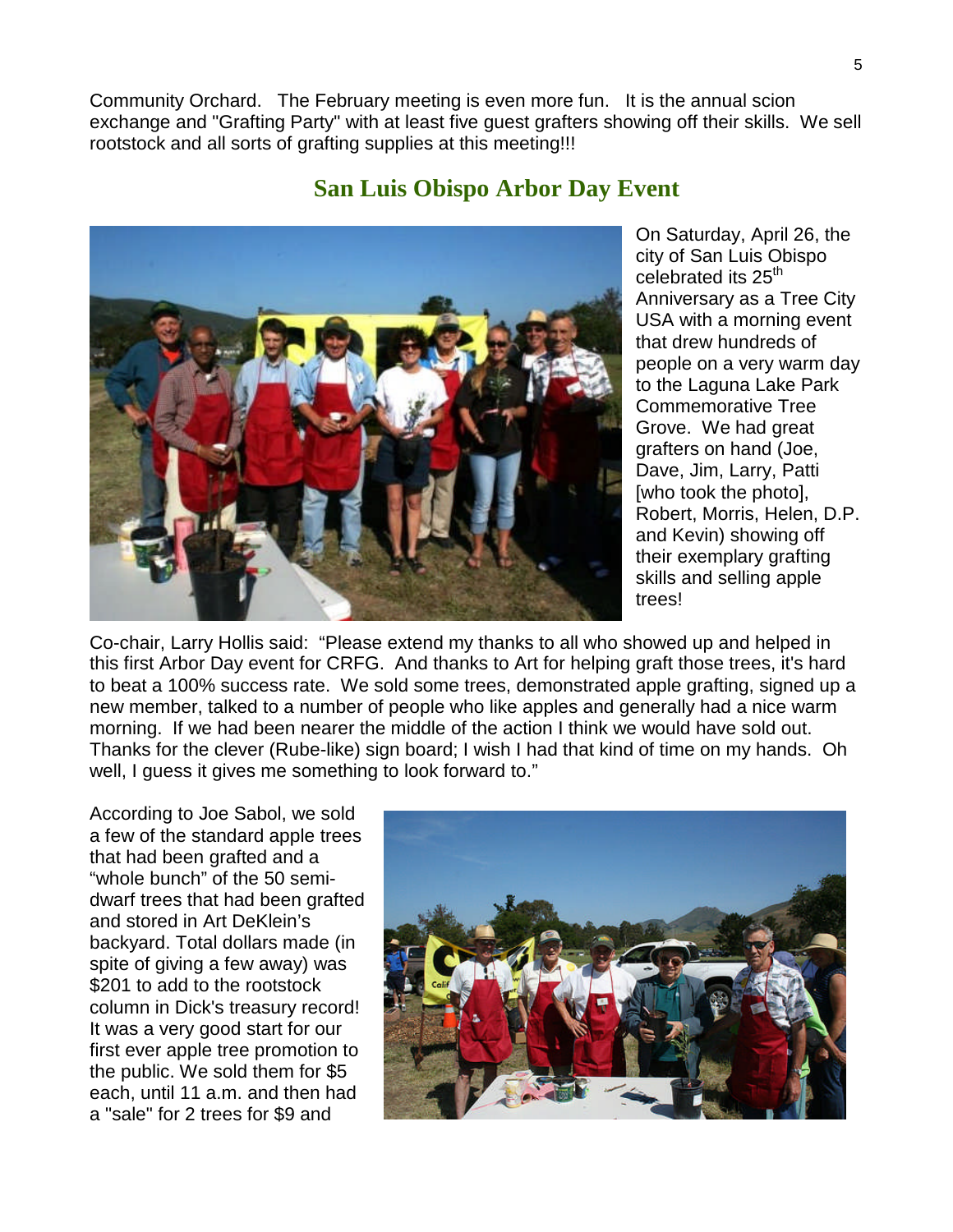Community Orchard. The February meeting is even more fun. It is the annual scion exchange and "Grafting Party" with at least five guest grafters showing off their skills. We sell rootstock and all sorts of grafting supplies at this meeting!!!

## San Luis Obispo Arbor Day Event

On Saturday, April 26, the city of San Luis Obispo celebrated its 25th Anniversary as a Tree City USA with a morning event that drew hundreds of people on a very warm day to the Laguna Lake Park Commemorative Tree Grove. We had great grafters on hand (Joe, Dave, Jim, Larry, Patti [who took the photo], Robert, Morris, Helen, D.P. and Kevin) showing off their exemplary grafting skills and selling apple trees!

Co-chair, Larry Hollis said: "Please extend my thanks to all who showed up and helped in this first Arbor Day event for CRFG. And thanks to Art for helping graft those trees, it's hard to beat a 100% success rate. We sold some trees, demonstrated apple grafting, signed up a new member, talked to a number of people who like apples and generally had a nice warm morning. If we had been nearer the middle of the action I think we would have sold out. Thanks for the clever (Rube-like) sign board; I wish I had that kind of time on my hands. Oh well, I guess it gives me something to look forward to."

According to Joe Sabol, we sold a few of the standard apple trees that had been grafted and a "whole bunch" of the 50 semi-dwarf trees that had been grafted and stored in Art DeKlein's backyard. Total dollars made (in spite of giving a few away) was $201 to add to the rootstock column in Dick's treasury record! It was a very good start for our first ever apple tree promotion to the public. We sold them for $5 each, until 11 a.m. and then had a "sale" for 2 trees for $9 and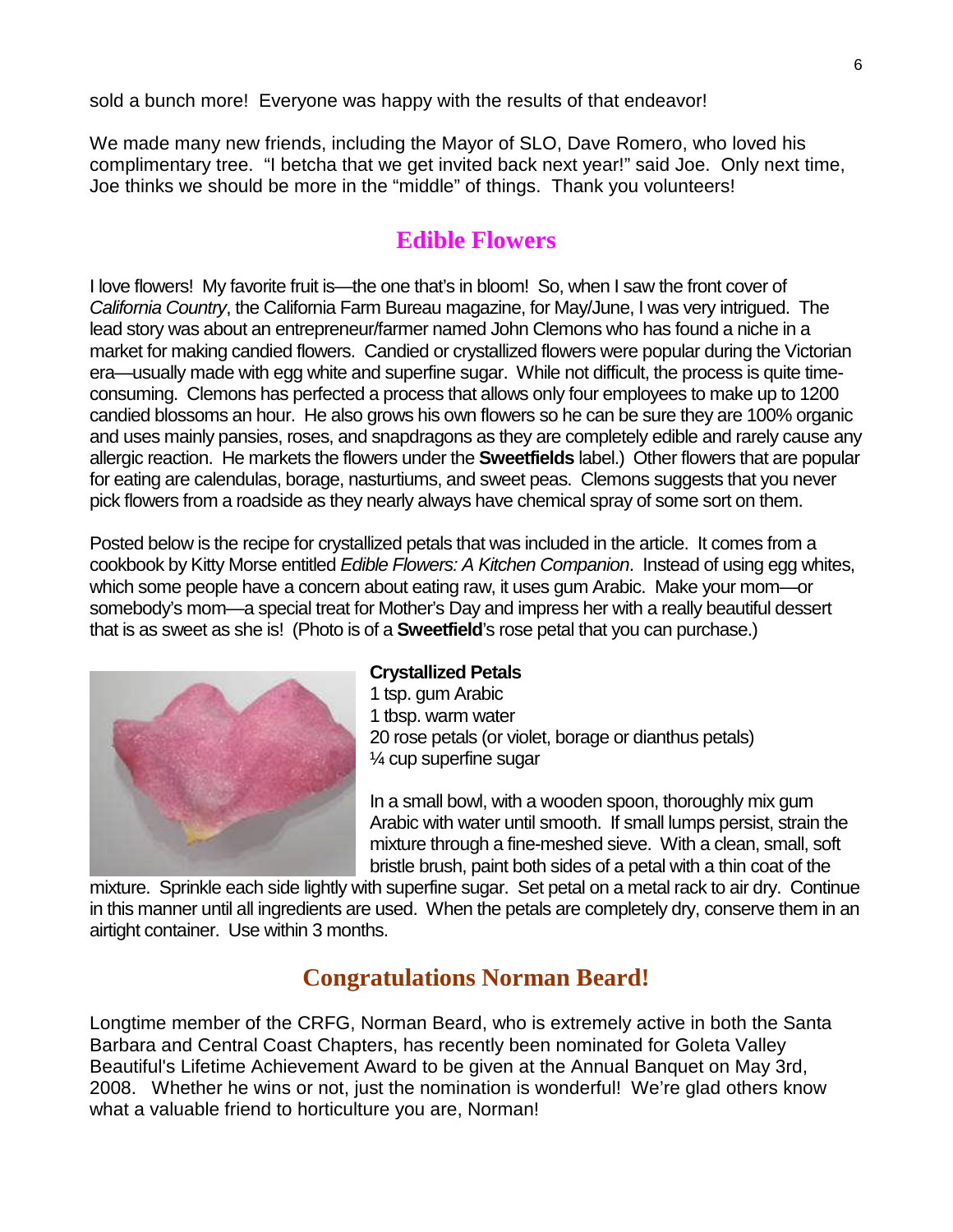sold a bunch more! Everyone was happy with the results of that endeavor!

We made many new friends, including the Mayor of SLO, Dave Romero, who loved his complimentary tree. "I betcha that we get invited back next year!" said Joe. Only next time, Joe thinks we should be more in the "middle" of things. Thank you volunteers!

## Edible Flowers

I love flowers! My favorite fruit is—the one that's in bloom! So, when I saw the front cover of *California Country*, the California Farm Bureau magazine, for May/June, I was very intrigued. The lead story was about an entrepreneur/farmer named John Clemons who has found a niche in a market for making candied flowers. Candied or crystallized flowers were popular during the Victorian era—usually made with egg white and superfine sugar. While not difficult, the process is quite time-consuming. Clemons has perfected a process that allows only four employees to make up to 1200 candied blossoms an hour. He also grows his own flowers so he can be sure they are 100% organic and uses mainly pansies, roses, and snapdragons as they are completely edible and rarely cause any allergic reaction. He markets the flowers under the **Sweetfields** label.) Other flowers that are popular for eating are calendulas, borage, nasturtiums, and sweet peas. Clemons suggests that you never pick flowers from a roadside as they nearly always have chemical spray of some sort on them.

Posted below is the recipe for crystallized petals that was included in the article. It comes from a cookbook by Kitty Morse entitled *Edible Flowers: A Kitchen Companion*. Instead of using egg whites, which some people have a concern about eating raw, it uses gum Arabic. Make your mom—or somebody's mom—a special treat for Mother's Day and impress her with a really beautiful dessert that is as sweet as she is! (Photo is of a **Sweetfield**'s rose petal that you can purchase.)

**Crystallized Petals**

1 tsp. gum Arabic
1 tbsp. warm water
20 rose petals (or violet, borage or dianthus petals)
¼ cup superfine sugar

In a small bowl, with a wooden spoon, thoroughly mix gum Arabic with water until smooth. If small lumps persist, strain the mixture through a fine-meshed sieve. With a clean, small, soft bristle brush, paint both sides of a petal with a thin coat of the mixture. Sprinkle each side lightly with superfine sugar. Set petal on a metal rack to air dry. Continue in this manner until all ingredients are used. When the petals are completely dry, conserve them in an airtight container. Use within 3 months.

## Congratulations Norman Beard!

Longtime member of the CRFG, Norman Beard, who is extremely active in both the Santa Barbara and Central Coast Chapters, has recently been nominated for Goleta Valley Beautiful's Lifetime Achievement Award to be given at the Annual Banquet on May 3rd, 2008. Whether he wins or not, just the nomination is wonderful! We're glad others know what a valuable friend to horticulture you are, Norman!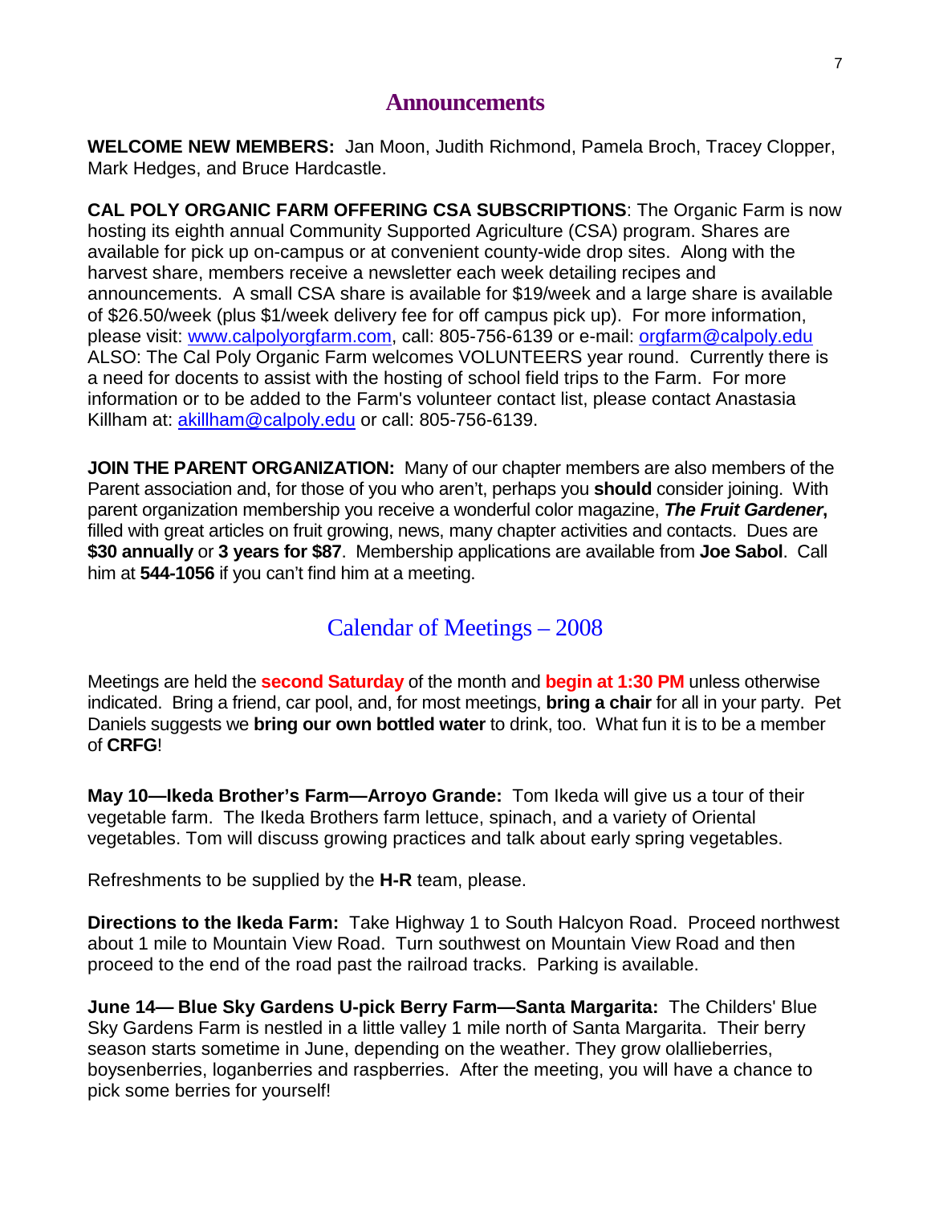# Announcements

**WELCOME NEW MEMBERS:** Jan Moon, Judith Richmond, Pamela Broch, Tracey Clopper, Mark Hedges, and Bruce Hardcastle.

**CAL POLY ORGANIC FARM OFFERING CSA SUBSCRIPTIONS**: The Organic Farm is now hosting its eighth annual Community Supported Agriculture (CSA) program. Shares are available for pick up on-campus or at convenient county-wide drop sites. Along with the harvest share, members receive a newsletter each week detailing recipes and announcements. A small CSA share is available for $19/week and a large share is available of $26.50/week (plus $1/week delivery fee for off campus pick up). For more information, please visit: [www.calpolyorgfarm.com](http://www.calpolyorgfarm.com), call: 805-756-6139 or e-mail: [orgfarm@calpoly.edu](mailto:orgfarm@calpoly.edu)
ALSO: The Cal Poly Organic Farm welcomes VOLUNTEERS year round. Currently there is a need for docents to assist with the hosting of school field trips to the Farm. For more information or to be added to the Farm's volunteer contact list, please contact Anastasia Killham at: [akillham@calpoly.edu](mailto:akillham@calpoly.edu) or call: 805-756-6139.

**JOIN THE PARENT ORGANIZATION:** Many of our chapter members are also members of the Parent association and, for those of you who aren't, perhaps you **should** consider joining. With parent organization membership you receive a wonderful color magazine, ***The Fruit Gardener*****,** filled with great articles on fruit growing, news, many chapter activities and contacts. Dues are **$30 annually** or **3 years for $87**. Membership applications are available from **Joe Sabol**. Call him at **544-1056** if you can't find him at a meeting.

## Calendar of Meetings – 2008

Meetings are held the **second Saturday** of the month and **begin at 1:30 PM** unless otherwise indicated. Bring a friend, car pool, and, for most meetings, **bring a chair** for all in your party. Pet Daniels suggests we **bring our own bottled water** to drink, too. What fun it is to be a member of **CRFG**!

**May 10—Ikeda Brother's Farm—Arroyo Grande:** Tom Ikeda will give us a tour of their vegetable farm. The Ikeda Brothers farm lettuce, spinach, and a variety of Oriental vegetables. Tom will discuss growing practices and talk about early spring vegetables.

Refreshments to be supplied by the **H-R** team, please.

**Directions to the Ikeda Farm:** Take Highway 1 to South Halcyon Road. Proceed northwest about 1 mile to Mountain View Road. Turn southwest on Mountain View Road and then proceed to the end of the road past the railroad tracks. Parking is available.

**June 14— Blue Sky Gardens U-pick Berry Farm—Santa Margarita:** The Childers' Blue Sky Gardens Farm is nestled in a little valley 1 mile north of Santa Margarita. Their berry season starts sometime in June, depending on the weather. They grow olallieberries, boysenberries, loganberries and raspberries. After the meeting, you will have a chance to pick some berries for yourself!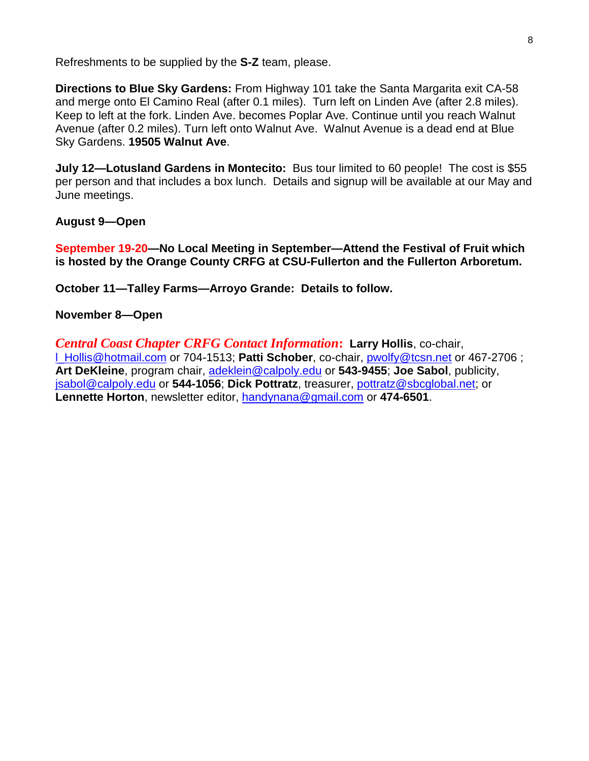Refreshments to be supplied by the **S-Z** team, please.

**Directions to Blue Sky Gardens:** From Highway 101 take the Santa Margarita exit CA-58 and merge onto El Camino Real (after 0.1 miles). Turn left on Linden Ave (after 2.8 miles). Keep to left at the fork. Linden Ave. becomes Poplar Ave. Continue until you reach Walnut Avenue (after 0.2 miles). Turn left onto Walnut Ave. Walnut Avenue is a dead end at Blue Sky Gardens. **19505 Walnut Ave**.

**July 12—Lotusland Gardens in Montecito:** Bus tour limited to 60 people! The cost is $55 per person and that includes a box lunch. Details and signup will be available at our May and June meetings.

**August 9—Open**

**September 19-20—No Local Meeting in September—Attend the Festival of Fruit which is hosted by the Orange County CRFG at CSU-Fullerton and the Fullerton Arboretum.**

**October 11—Talley Farms—Arroyo Grande: Details to follow.**

**November 8—Open**

***Central Coast Chapter CRFG Contact Information*: Larry Hollis**, co-chair, l_Hollis@hotmail.com or 704-1513; **Patti Schober**, co-chair, pwolfy@tcsn.net or 467-2706 ; **Art DeKleine**, program chair, adeklein@calpoly.edu or **543-9455**; **Joe Sabol**, publicity, jsabol@calpoly.edu or **544-1056**; **Dick Pottratz**, treasurer, pottratz@sbcglobal.net; or **Lennette Horton**, newsletter editor, handynana@gmail.com or **474-6501**.